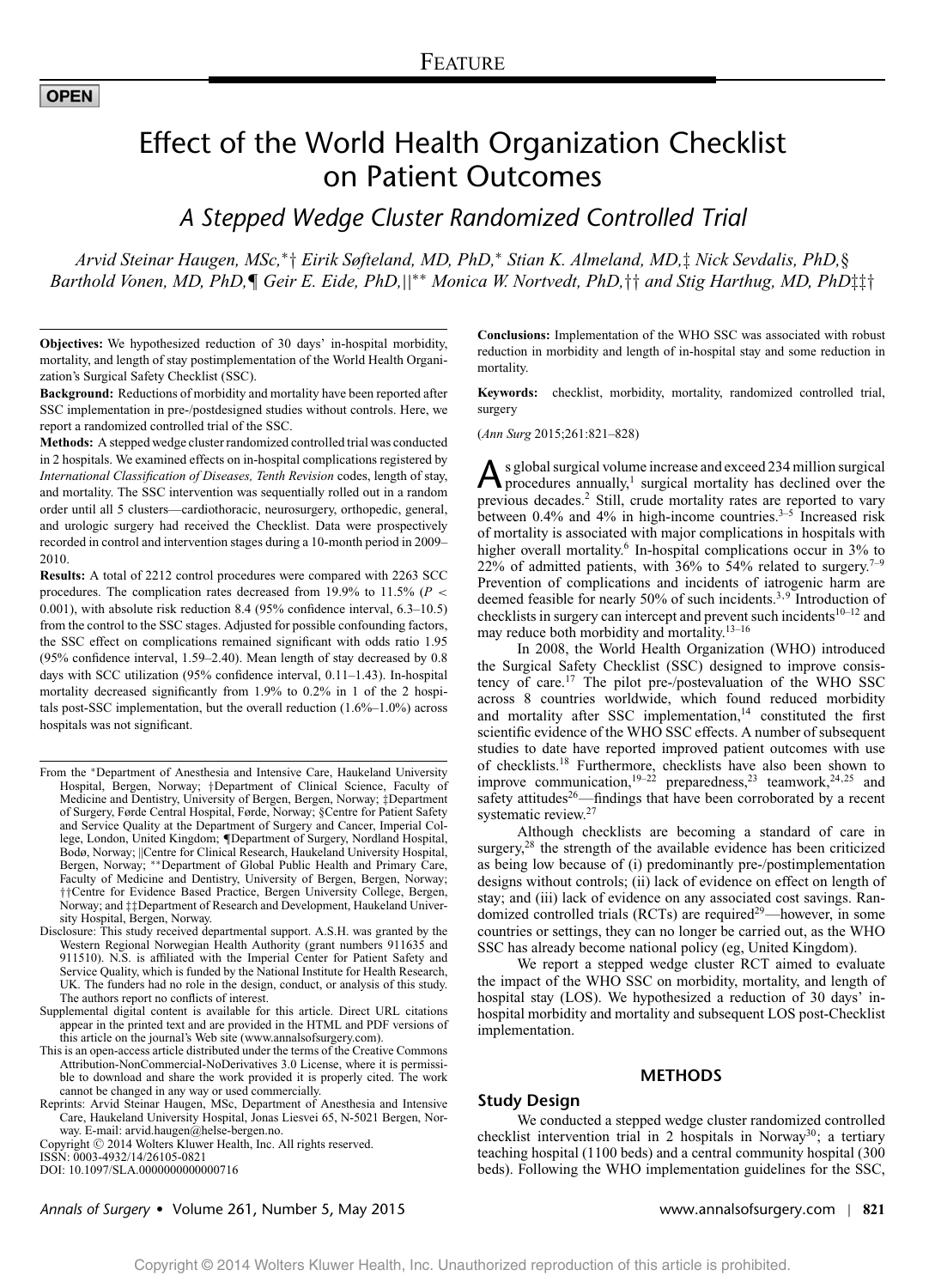FEATURE

**OPEN**

# Effect of the World Health Organization Checklist on Patient Outcomes

## *A Stepped Wedge Cluster Randomized Controlled Trial*

*Arvid Steinar Haugen, MSc,*[*†] *Eirik Søfteland, MD, PhD,*[*] *Stian K. Almeland, MD,*[‡] *Nick Sevdalis, PhD,*[§] *Barthold Vonen, MD, PhD,*[¶] *Geir E. Eide, PhD,*[||**] *Monica W. Nortvedt, PhD,*[††] *and Stig Harthug, MD, PhD*[‡‡†]

**Objectives:** We hypothesized reduction of 30 days' in-hospital morbidity, mortality, and length of stay postimplementation of the World Health Organization's Surgical Safety Checklist (SSC).

**Background:** Reductions of morbidity and mortality have been reported after SSC implementation in pre-/postdesigned studies without controls. Here, we report a randomized controlled trial of the SSC.

**Methods:** A stepped wedge cluster randomized controlled trial was conducted in 2 hospitals. We examined effects on in-hospital complications registered by *International Classification of Diseases, Tenth Revision* codes, length of stay, and mortality. The SSC intervention was sequentially rolled out in a random order until all 5 clusters—cardiothoracic, neurosurgery, orthopedic, general, and urologic surgery had received the Checklist. Data were prospectively recorded in control and intervention stages during a 10-month period in 2009–2010.

**Results:** A total of 2212 control procedures were compared with 2263 SCC procedures. The complication rates decreased from 19.9% to 11.5% ($P < 0.001$), with absolute risk reduction 8.4 (95% confidence interval, 6.3–10.5) from the control to the SSC stages. Adjusted for possible confounding factors, the SSC effect on complications remained significant with odds ratio 1.95 (95% confidence interval, 1.59–2.40). Mean length of stay decreased by 0.8 days with SCC utilization (95% confidence interval, 0.11–1.43). In-hospital mortality decreased significantly from 1.9% to 0.2% in 1 of the 2 hospitals post-SSC implementation, but the overall reduction (1.6%–1.0%) across hospitals was not significant.

**Conclusions:** Implementation of the WHO SSC was associated with robust reduction in morbidity and length of in-hospital stay and some reduction in mortality.

**Keywords:** checklist, morbidity, mortality, randomized controlled trial, surgery

(*Ann Surg* 2015;261:821–828)

From the *Department of Anesthesia and Intensive Care, Haukeland University Hospital, Bergen, Norway; †Department of Clinical Science, Faculty of Medicine and Dentistry, University of Bergen, Bergen, Norway; ‡Department of Surgery, Førde Central Hospital, Førde, Norway; §Centre for Patient Safety and Service Quality at the Department of Surgery and Cancer, Imperial College, London, United Kingdom; ¶Department of Surgery, Nordland Hospital, Bodø, Norway; ||Centre for Clinical Research, Haukeland University Hospital, Bergen, Norway; **Department of Global Public Health and Primary Care, Faculty of Medicine and Dentistry, University of Bergen, Bergen, Norway; ††Centre for Evidence Based Practice, Bergen University College, Bergen, Norway; and ‡‡Department of Research and Development, Haukeland University Hospital, Bergen, Norway.

Disclosure: This study received departmental support. A.S.H. was granted by the Western Regional Norwegian Health Authority (grant numbers 911635 and 911510). N.S. is affiliated with the Imperial Center for Patient Safety and Service Quality, which is funded by the National Institute for Health Research, UK. The funders had no role in the design, conduct, or analysis of this study. The authors report no conflicts of interest.

Supplemental digital content is available for this article. Direct URL citations appear in the printed text and are provided in the HTML and PDF versions of this article on the journal's Web site (www.annalsofsurgery.com).

This is an open-access article distributed under the terms of the Creative Commons Attribution-NonCommercial-NoDerivatives 3.0 License, where it is permissible to download and share the work provided it is properly cited. The work cannot be changed in any way or used commercially.

Reprints: Arvid Steinar Haugen, MSc, Department of Anesthesia and Intensive Care, Haukeland University Hospital, Jonas Liesvei 65, N-5021 Bergen, Norway. E-mail: arvid.haugen@helse-bergen.no.

Copyright © 2014 Wolters Kluwer Health, Inc. All rights reserved.
ISSN: 0003-4932/14/26105-0821
DOI: 10.1097/SLA.0000000000000716

As global surgical volume increase and exceed 234 million surgical procedures annually,[1] surgical mortality has declined over the previous decades.[2] Still, crude mortality rates are reported to vary between 0.4% and 4% in high-income countries.[3–5] Increased risk of mortality is associated with major complications in hospitals with higher overall mortality.[6] In-hospital complications occur in 3% to 22% of admitted patients, with 36% to 54% related to surgery.[7–9] Prevention of complications and incidents of iatrogenic harm are deemed feasible for nearly 50% of such incidents.[3,9] Introduction of checklists in surgery can intercept and prevent such incidents[10–12] and may reduce both morbidity and mortality.[13–16]

In 2008, the World Health Organization (WHO) introduced the Surgical Safety Checklist (SSC) designed to improve consistency of care.[17] The pilot pre-/postevaluation of the WHO SSC across 8 countries worldwide, which found reduced morbidity and mortality after SSC implementation,[14] constituted the first scientific evidence of the WHO SSC effects. A number of subsequent studies to date have reported improved patient outcomes with use of checklists.[18] Furthermore, checklists have also been shown to improve communication,[19–22] preparedness,[23] teamwork,[24,25] and safety attitudes[26]—findings that have been corroborated by a recent systematic review.[27]

Although checklists are becoming a standard of care in surgery,[28] the strength of the available evidence has been criticized as being low because of (i) predominantly pre-/postimplementation designs without controls; (ii) lack of evidence on effect on length of stay; and (iii) lack of evidence on any associated cost savings. Randomized controlled trials (RCTs) are required[29]—however, in some countries or settings, they can no longer be carried out, as the WHO SSC has already become national policy (eg, United Kingdom).

We report a stepped wedge cluster RCT aimed to evaluate the impact of the WHO SSC on morbidity, mortality, and length of hospital stay (LOS). We hypothesized a reduction of 30 days' in-hospital morbidity and mortality and subsequent LOS post-Checklist implementation.

## METHODS

### Study Design

We conducted a stepped wedge cluster randomized controlled checklist intervention trial in 2 hospitals in Norway[30]; a tertiary teaching hospital (1100 beds) and a central community hospital (300 beds). Following the WHO implementation guidelines for the SSC,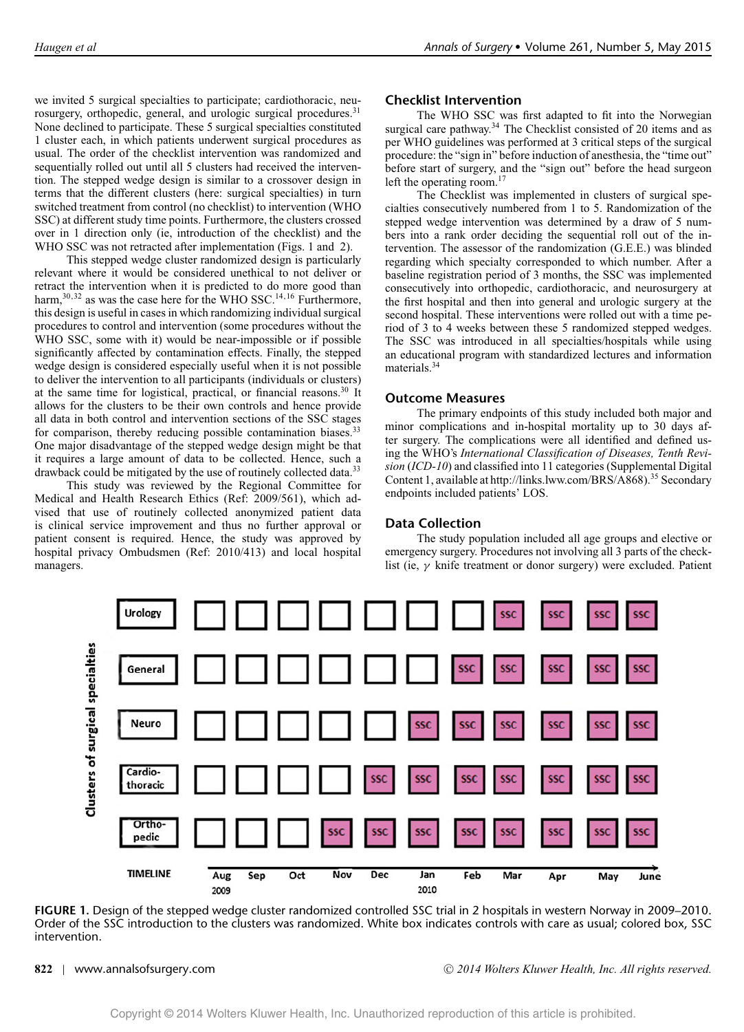we invited 5 surgical specialties to participate; cardiothoracic, neurosurgery, orthopedic, general, and urologic surgical procedures.[31] None declined to participate. These 5 surgical specialties constituted 1 cluster each, in which patients underwent surgical procedures as usual. The order of the checklist intervention was randomized and sequentially rolled out until all 5 clusters had received the intervention. The stepped wedge design is similar to a crossover design in terms that the different clusters (here: surgical specialties) in turn switched treatment from control (no checklist) to intervention (WHO SSC) at different study time points. Furthermore, the clusters crossed over in 1 direction only (ie, introduction of the checklist) and the WHO SSC was not retracted after implementation (Figs. 1 and 2).

This stepped wedge cluster randomized design is particularly relevant where it would be considered unethical to not deliver or retract the intervention when it is predicted to do more good than harm,[30,32] as was the case here for the WHO SSC.[14,16] Furthermore, this design is useful in cases in which randomizing individual surgical procedures to control and intervention (some procedures without the WHO SSC, some with it) would be near-impossible or if possible significantly affected by contamination effects. The stepped wedge design is considered especially useful when it is not possible to deliver the intervention to all participants (individuals or clusters) at the same time for logistical, practical, or financial reasons.[30] It allows for the clusters to be their own controls and hence provide all data in both control and intervention sections of the SSC stages for comparison, thereby reducing possible contamination biases.[33] One major disadvantage of the stepped wedge design might be that it requires a large amount of data to be collected. Hence, such a drawback could be mitigated by the use of routinely collected data.[33]

This study was reviewed by the Regional Committee for Medical and Health Research Ethics (Ref: 2009/561), which advised that use of routinely collected anonymized patient data is clinical service improvement and thus no further approval or patient consent is required. Hence, the study was approved by hospital privacy Ombudsmen (Ref: 2010/413) and local hospital managers.

## Checklist Intervention

The WHO SSC was first adapted to fit into the Norwegian surgical care pathway.[34] The Checklist consisted of 20 items and as per WHO guidelines was performed at 3 critical steps of the surgical procedure: the "sign in" before induction of anesthesia, the "time out" before start of surgery, and the "sign out" before the head surgeon left the operating room.[17]

The Checklist was implemented in clusters of surgical specialties consecutively numbered from 1 to 5. Randomization of the stepped wedge intervention was determined by a draw of 5 numbers into a rank order deciding the sequential roll out of the intervention. The assessor of the randomization (G.E.E.) was blinded regarding which specialty corresponded to which number. After a baseline registration period of 3 months, the SSC was implemented consecutively into orthopedic, cardiothoracic, and neurosurgery at the first hospital and then into general and urologic surgery at the second hospital. These interventions were rolled out with a time period of 3 to 4 weeks between these 5 randomized stepped wedges. The SSC was introduced in all specialties/hospitals while using an educational program with standardized lectures and information materials.[34]

## Outcome Measures

The primary endpoints of this study included both major and minor complications and in-hospital mortality up to 30 days after surgery. The complications were all identified and defined using the WHO's *International Classification of Diseases, Tenth Revision* (*ICD-10*) and classified into 11 categories (Supplemental Digital Content 1, available at http://links.lww.com/BRS/A868).[35] Secondary endpoints included patients' LOS.

## Data Collection

The study population included all age groups and elective or emergency surgery. Procedures not involving all 3 parts of the checklist (ie, $\gamma$ knife treatment or donor surgery) were excluded. Patient

| Clusters of surgical specialties | Aug 2009 | Sep | Oct | Nov | Dec | Jan 2010 | Feb | Mar | Apr | May | June |
|---|---|---|---|---|---|---|---|---|---|---|---|
| Urology | | | | | | | | SSC | SSC | SSC | SSC |
| General | | | | | | | SSC | SSC | SSC | SSC | SSC |
| Neuro | | | | | | SSC | SSC | SSC | SSC | SSC | SSC |
| Cardio-thoracic | | | | | SSC | SSC | SSC | SSC | SSC | SSC | SSC |
| Ortho-pedic | | | | SSC | SSC | SSC | SSC | SSC | SSC | SSC | SSC |

**FIGURE 1.** Design of the stepped wedge cluster randomized controlled SSC trial in 2 hospitals in western Norway in 2009–2010. Order of the SSC introduction to the clusters was randomized. White box indicates controls with care as usual; colored box, SSC intervention.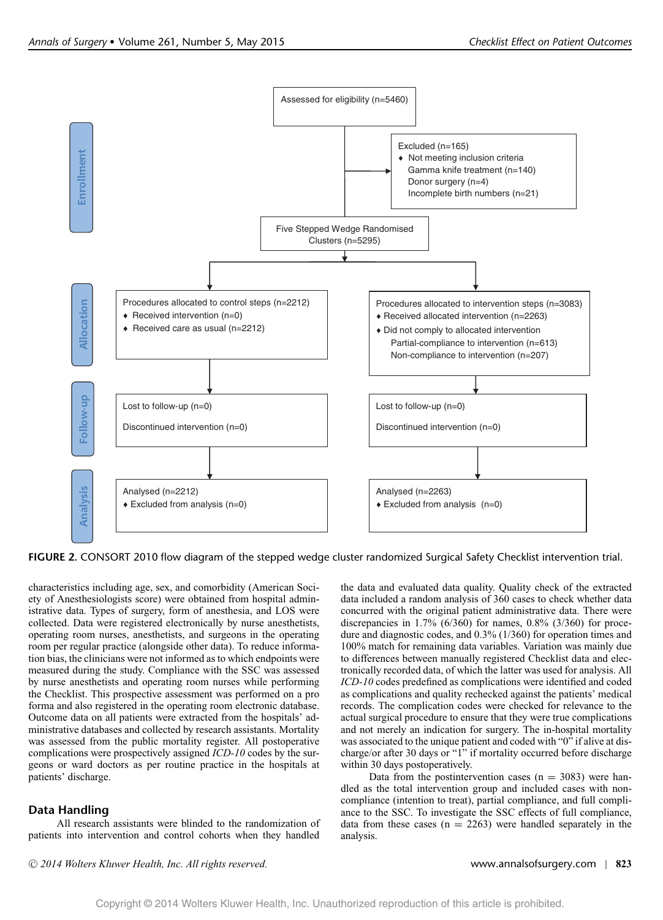Enrollment

Assessed for eligibility (n=5460)

Excluded (n=165)
- Not meeting inclusion criteria
  Gamma knife treatment (n=140)
  Donor surgery (n=4)
  Incomplete birth numbers (n=21)

Five Stepped Wedge Randomised Clusters (n=5295)

Allocation

Procedures allocated to control steps (n=2212)
- Received intervention (n=0)
- Received care as usual (n=2212)

Procedures allocated to intervention steps (n=3083)
- Received allocated intervention (n=2263)
- Did not comply to allocated intervention
  Partial-compliance to intervention (n=613)
  Non-compliance to intervention (n=207)

Follow-up

Lost to follow-up (n=0)

Discontinued intervention (n=0)

Lost to follow-up (n=0)

Discontinued intervention (n=0)

Analysis

Analysed (n=2212)
- Excluded from analysis (n=0)

Analysed (n=2263)
- Excluded from analysis (n=0)

**FIGURE 2.** CONSORT 2010 flow diagram of the stepped wedge cluster randomized Surgical Safety Checklist intervention trial.

characteristics including age, sex, and comorbidity (American Society of Anesthesiologists score) were obtained from hospital administrative data. Types of surgery, form of anesthesia, and LOS were collected. Data were registered electronically by nurse anesthetists, operating room nurses, anesthetists, and surgeons in the operating room per regular practice (alongside other data). To reduce information bias, the clinicians were not informed as to which endpoints were measured during the study. Compliance with the SSC was assessed by nurse anesthetists and operating room nurses while performing the Checklist. This prospective assessment was performed on a pro forma and also registered in the operating room electronic database. Outcome data on all patients were extracted from the hospitals' administrative databases and collected by research assistants. Mortality was assessed from the public mortality register. All postoperative complications were prospectively assigned *ICD-10* codes by the surgeons or ward doctors as per routine practice in the hospitals at patients' discharge.

## Data Handling

All research assistants were blinded to the randomization of patients into intervention and control cohorts when they handled the data and evaluated data quality. Quality check of the extracted data included a random analysis of 360 cases to check whether data concurred with the original patient administrative data. There were discrepancies in 1.7% (6/360) for names, 0.8% (3/360) for procedure and diagnostic codes, and 0.3% (1/360) for operation times and 100% match for remaining data variables. Variation was mainly due to differences between manually registered Checklist data and electronically recorded data, of which the latter was used for analysis. All *ICD-10* codes predefined as complications were identified and coded as complications and quality rechecked against the patients' medical records. The complication codes were checked for relevance to the actual surgical procedure to ensure that they were true complications and not merely an indication for surgery. The in-hospital mortality was associated to the unique patient and coded with "0" if alive at discharge/or after 30 days or "1" if mortality occurred before discharge within 30 days postoperatively.

Data from the postintervention cases ($n = 3083$) were handled as the total intervention group and included cases with noncompliance (intention to treat), partial compliance, and full compliance to the SSC. To investigate the SSC effects of full compliance, data from these cases ($n = 2263$) were handled separately in the analysis.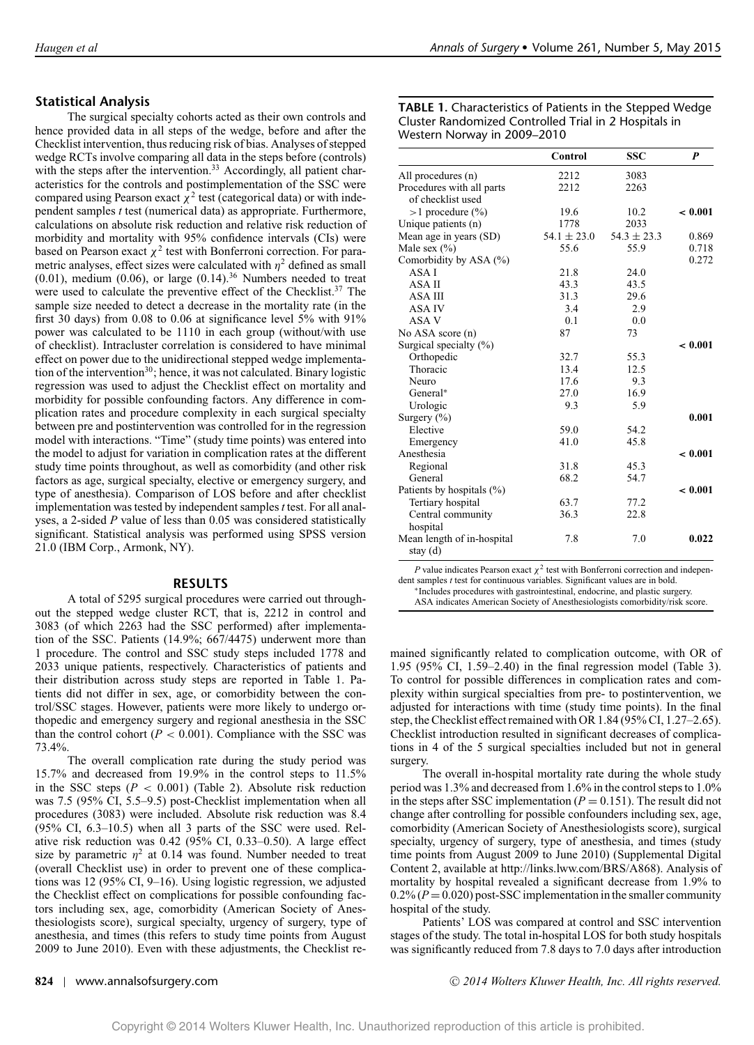## Statistical Analysis

The surgical specialty cohorts acted as their own controls and hence provided data in all steps of the wedge, before and after the Checklist intervention, thus reducing risk of bias. Analyses of stepped wedge RCTs involve comparing all data in the steps before (controls) with the steps after the intervention.[33] Accordingly, all patient characteristics for the controls and postimplementation of the SSC were compared using Pearson exact $\chi^2$ test (categorical data) or with independent samples *t* test (numerical data) as appropriate. Furthermore, calculations on absolute risk reduction and relative risk reduction of morbidity and mortality with 95% confidence intervals (CIs) were based on Pearson exact $\chi^2$ test with Bonferroni correction. For parametric analyses, effect sizes were calculated with $\eta^2$ defined as small (0.01), medium (0.06), or large (0.14).[36] Numbers needed to treat were used to calculate the preventive effect of the Checklist.[37] The sample size needed to detect a decrease in the mortality rate (in the first 30 days) from 0.08 to 0.06 at significance level 5% with 91% power was calculated to be 1110 in each group (without/with use of checklist). Intracluster correlation is considered to have minimal effect on power due to the unidirectional stepped wedge implementation of the intervention[30]; hence, it was not calculated. Binary logistic regression was used to adjust the Checklist effect on mortality and morbidity for possible confounding factors. Any difference in complication rates and procedure complexity in each surgical specialty between pre and postintervention was controlled for in the regression model with interactions. "Time" (study time points) was entered into the model to adjust for variation in complication rates at the different study time points throughout, as well as comorbidity (and other risk factors as age, surgical specialty, elective or emergency surgery, and type of anesthesia). Comparison of LOS before and after checklist implementation was tested by independent samples *t* test. For all analyses, a 2-sided *P* value of less than 0.05 was considered statistically significant. Statistical analysis was performed using SPSS version 21.0 (IBM Corp., Armonk, NY).

## RESULTS

A total of 5295 surgical procedures were carried out throughout the stepped wedge cluster RCT, that is, 2212 in control and 3083 (of which 2263 had the SSC performed) after implementation of the SSC. Patients (14.9%; 667/4475) underwent more than 1 procedure. The control and SSC study steps included 1778 and 2033 unique patients, respectively. Characteristics of patients and their distribution across study steps are reported in Table 1. Patients did not differ in sex, age, or comorbidity between the control/SSC stages. However, patients were more likely to undergo orthopedic and emergency surgery and regional anesthesia in the SSC than the control cohort ($P < 0.001$). Compliance with the SSC was 73.4%.

The overall complication rate during the study period was 15.7% and decreased from 19.9% in the control steps to 11.5% in the SSC steps ($P < 0.001$) (Table 2). Absolute risk reduction was 7.5 (95% CI, 5.5–9.5) post-Checklist implementation when all procedures (3083) were included. Absolute risk reduction was 8.4 (95% CI, 6.3–10.5) when all 3 parts of the SSC were used. Relative risk reduction was 0.42 (95% CI, 0.33–0.50). A large effect size by parametric $\eta^2$ at 0.14 was found. Number needed to treat (overall Checklist use) in order to prevent one of these complications was 12 (95% CI, 9–16). Using logistic regression, we adjusted the Checklist effect on complications for possible confounding factors including sex, age, comorbidity (American Society of Anesthesiologists score), surgical specialty, urgency of surgery, type of anesthesia, and times (this refers to study time points from August 2009 to June 2010). Even with these adjustments, the Checklist remained significantly related to complication outcome, with OR of 1.95 (95% CI, 1.59–2.40) in the final regression model (Table 3). To control for possible differences in complication rates and complexity within surgical specialties from pre- to postintervention, we adjusted for interactions with time (study time points). In the final step, the Checklist effect remained with OR 1.84 (95% CI, 1.27–2.65). Checklist introduction resulted in significant decreases of complications in 4 of the 5 surgical specialties included but not in general surgery.

The overall in-hospital mortality rate during the whole study period was 1.3% and decreased from 1.6% in the control steps to 1.0% in the steps after SSC implementation ($P = 0.151$). The result did not change after controlling for possible confounders including sex, age, comorbidity (American Society of Anesthesiologists score), surgical specialty, urgency of surgery, type of anesthesia, and times (study time points from August 2009 to June 2010) (Supplemental Digital Content 2, available at http://links.lww.com/BRS/A868). Analysis of mortality by hospital revealed a significant decrease from 1.9% to 0.2% ($P = 0.020$) post-SSC implementation in the smaller community hospital of the study.

Patients' LOS was compared at control and SSC intervention stages of the study. The total in-hospital LOS for both study hospitals was significantly reduced from 7.8 days to 7.0 days after introduction

**TABLE 1.** Characteristics of Patients in the Stepped Wedge Cluster Randomized Controlled Trial in 2 Hospitals in Western Norway in 2009–2010

| | Control | SSC | *P* |
|---|---|---|---|
| All procedures (n) | 2212 | 3083 | |
| Procedures with all parts of checklist used | 2212 | 2263 | |
| >1 procedure (%) | 19.6 | 10.2 | **< 0.001** |
| Unique patients (n) | 1778 | 2033 | |
| Mean age in years (SD) | 54.1 ± 23.0 | 54.3 ± 23.3 | 0.869 |
| Male sex (%) | 55.6 | 55.9 | 0.718 |
| Comorbidity by ASA (%) | | | 0.272 |
| ASA I | 21.8 | 24.0 | |
| ASA II | 43.3 | 43.5 | |
| ASA III | 31.3 | 29.6 | |
| ASA IV | 3.4 | 2.9 | |
| ASA V | 0.1 | 0.0 | |
| No ASA score (n) | 87 | 73 | |
| Surgical specialty (%) | | | **< 0.001** |
| Orthopedic | 32.7 | 55.3 | |
| Thoracic | 13.4 | 12.5 | |
| Neuro | 17.6 | 9.3 | |
| General* | 27.0 | 16.9 | |
| Urologic | 9.3 | 5.9 | |
| Surgery (%) | | | **0.001** |
| Elective | 59.0 | 54.2 | |
| Emergency | 41.0 | 45.8 | |
| Anesthesia | | | **< 0.001** |
| Regional | 31.8 | 45.3 | |
| General | 68.2 | 54.7 | |
| Patients by hospitals (%) | | | **< 0.001** |
| Tertiary hospital | 63.7 | 77.2 | |
| Central community hospital | 36.3 | 22.8 | |
| Mean length of in-hospital stay (d) | 7.8 | 7.0 | **0.022** |

*P* value indicates Pearson exact $\chi^2$ test with Bonferroni correction and independent samples *t* test for continuous variables. Significant values are in bold.

*Includes procedures with gastrointestinal, endocrine, and plastic surgery.

ASA indicates American Society of Anesthesiologists comorbidity/risk score.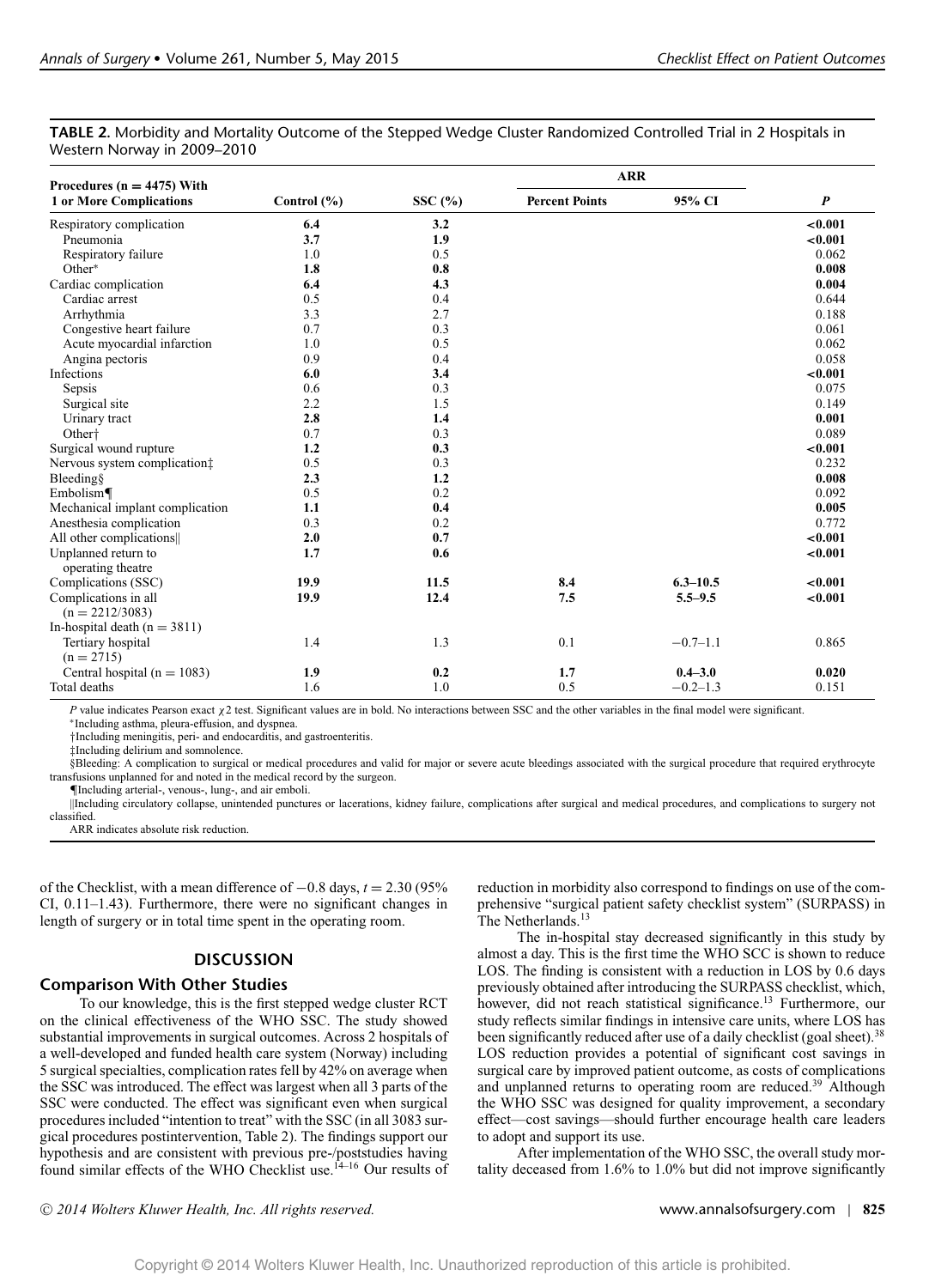**TABLE 2.** Morbidity and Mortality Outcome of the Stepped Wedge Cluster Randomized Controlled Trial in 2 Hospitals in Western Norway in 2009–2010

| Procedures (n = 4475) With 1 or More Complications | Control (%) | SSC (%) | ARR Percent Points | ARR 95% CI | *P* |
|---|---|---|---|---|---|
| Respiratory complication | **6.4** | **3.2** | | | **<0.001** |
| Pneumonia | **3.7** | **1.9** | | | **<0.001** |
| Respiratory failure | 1.0 | 0.5 | | | 0.062 |
| Other* | **1.8** | **0.8** | | | **0.008** |
| Cardiac complication | **6.4** | **4.3** | | | **0.004** |
| Cardiac arrest | 0.5 | 0.4 | | | 0.644 |
| Arrhythmia | 3.3 | 2.7 | | | 0.188 |
| Congestive heart failure | 0.7 | 0.3 | | | 0.061 |
| Acute myocardial infarction | 1.0 | 0.5 | | | 0.062 |
| Angina pectoris | 0.9 | 0.4 | | | 0.058 |
| Infections | **6.0** | **3.4** | | | **<0.001** |
| Sepsis | 0.6 | 0.3 | | | 0.075 |
| Surgical site | 2.2 | 1.5 | | | 0.149 |
| Urinary tract | **2.8** | **1.4** | | | **0.001** |
| Other† | 0.7 | 0.3 | | | 0.089 |
| Surgical wound rupture | **1.2** | **0.3** | | | **<0.001** |
| Nervous system complication‡ | 0.5 | 0.3 | | | 0.232 |
| Bleeding§ | **2.3** | **1.2** | | | **0.008** |
| Embolism¶ | 0.5 | 0.2 | | | 0.092 |
| Mechanical implant complication | **1.1** | **0.4** | | | **0.005** |
| Anesthesia complication | 0.3 | 0.2 | | | 0.772 |
| All other complications‖ | **2.0** | **0.7** | | | **<0.001** |
| Unplanned return to operating theatre | **1.7** | **0.6** | | | **<0.001** |
| Complications (SSC) | **19.9** | **11.5** | **8.4** | **6.3–10.5** | **<0.001** |
| Complications in all (n = 2212/3083) | **19.9** | **12.4** | **7.5** | **5.5–9.5** | **<0.001** |
| In-hospital death (n = 3811) | | | | | |
| Tertiary hospital (n = 2715) | 1.4 | 1.3 | 0.1 | −0.7–1.1 | 0.865 |
| Central hospital (n = 1083) | **1.9** | **0.2** | **1.7** | **0.4–3.0** | **0.020** |
| Total deaths | 1.6 | 1.0 | 0.5 | −0.2–1.3 | 0.151 |

*P* value indicates Pearson exact $\chi 2$ test. Significant values are in bold. No interactions between SSC and the other variables in the final model were significant.

*Including asthma, pleura-effusion, and dyspnea.

†Including meningitis, peri- and endocarditis, and gastroenteritis.

‡Including delirium and somnolence.

§Bleeding: A complication to surgical or medical procedures and valid for major or severe acute bleedings associated with the surgical procedure that required erythrocyte transfusions unplanned for and noted in the medical record by the surgeon.

¶Including arterial-, venous-, lung-, and air emboli.

‖Including circulatory collapse, unintended punctures or lacerations, kidney failure, complications after surgical and medical procedures, and complications to surgery not classified.

ARR indicates absolute risk reduction.

of the Checklist, with a mean difference of −0.8 days, $t = 2.30$ (95% CI, 0.11–1.43). Furthermore, there were no significant changes in length of surgery or in total time spent in the operating room.

## DISCUSSION

### Comparison With Other Studies

To our knowledge, this is the first stepped wedge cluster RCT on the clinical effectiveness of the WHO SSC. The study showed substantial improvements in surgical outcomes. Across 2 hospitals of a well-developed and funded health care system (Norway) including 5 surgical specialties, complication rates fell by 42% on average when the SSC was introduced. The effect was largest when all 3 parts of the SSC were conducted. The effect was significant even when surgical procedures included "intention to treat" with the SSC (in all 3083 surgical procedures postintervention, Table 2). The findings support our hypothesis and are consistent with previous pre-/poststudies having found similar effects of the WHO Checklist use.[14–16] Our results of reduction in morbidity also correspond to findings on use of the comprehensive "surgical patient safety checklist system" (SURPASS) in The Netherlands.[13]

The in-hospital stay decreased significantly in this study by almost a day. This is the first time the WHO SCC is shown to reduce LOS. The finding is consistent with a reduction in LOS by 0.6 days previously obtained after introducing the SURPASS checklist, which, however, did not reach statistical significance.[13] Furthermore, our study reflects similar findings in intensive care units, where LOS has been significantly reduced after use of a daily checklist (goal sheet).[38] LOS reduction provides a potential of significant cost savings in surgical care by improved patient outcome, as costs of complications and unplanned returns to operating room are reduced.[39] Although the WHO SSC was designed for quality improvement, a secondary effect—cost savings—should further encourage health care leaders to adopt and support its use.

After implementation of the WHO SSC, the overall study mortality deceased from 1.6% to 1.0% but did not improve significantly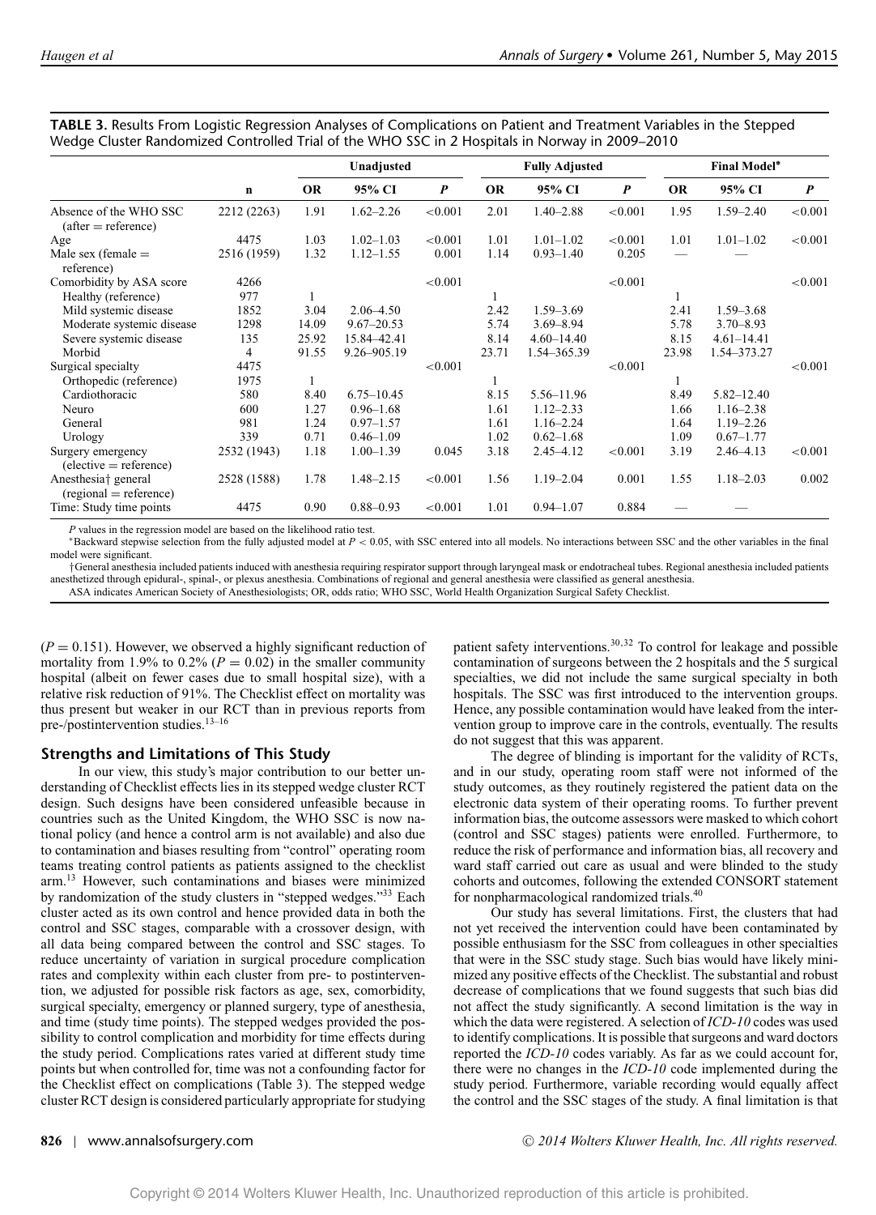**TABLE 3.** Results From Logistic Regression Analyses of Complications on Patient and Treatment Variables in the Stepped Wedge Cluster Randomized Controlled Trial of the WHO SSC in 2 Hospitals in Norway in 2009–2010

| | | Unadjusted | | | Fully Adjusted | | | Final Model* | | |
|---|---|---|---|---|---|---|---|---|---|---|
| | n | OR | 95% CI | *P* | OR | 95% CI | *P* | OR | 95% CI | *P* |
| Absence of the WHO SSC (after = reference) | 2212 (2263) | 1.91 | 1.62–2.26 | <0.001 | 2.01 | 1.40–2.88 | <0.001 | 1.95 | 1.59–2.40 | <0.001 |
| Age | 4475 | 1.03 | 1.02–1.03 | <0.001 | 1.01 | 1.01–1.02 | <0.001 | 1.01 | 1.01–1.02 | <0.001 |
| Male sex (female = reference) | 2516 (1959) | 1.32 | 1.12–1.55 | 0.001 | 1.14 | 0.93–1.40 | 0.205 | — | — | |
| Comorbidity by ASA score | 4266 | | | <0.001 | | | <0.001 | | | <0.001 |
| Healthy (reference) | 977 | 1 | | | 1 | | | 1 | | |
| Mild systemic disease | 1852 | 3.04 | 2.06–4.50 | | 2.42 | 1.59–3.69 | | 2.41 | 1.59–3.68 | |
| Moderate systemic disease | 1298 | 14.09 | 9.67–20.53 | | 5.74 | 3.69–8.94 | | 5.78 | 3.70–8.93 | |
| Severe systemic disease | 135 | 25.92 | 15.84–42.41 | | 8.14 | 4.60–14.40 | | 8.15 | 4.61–14.41 | |
| Morbid | 4 | 91.55 | 9.26–905.19 | | 23.71 | 1.54–365.39 | | 23.98 | 1.54–373.27 | |
| Surgical specialty | 4475 | | | <0.001 | | | <0.001 | | | <0.001 |
| Orthopedic (reference) | 1975 | 1 | | | 1 | | | 1 | | |
| Cardiothoracic | 580 | 8.40 | 6.75–10.45 | | 8.15 | 5.56–11.96 | | 8.49 | 5.82–12.40 | |
| Neuro | 600 | 1.27 | 0.96–1.68 | | 1.61 | 1.12–2.33 | | 1.66 | 1.16–2.38 | |
| General | 981 | 1.24 | 0.97–1.57 | | 1.61 | 1.16–2.24 | | 1.64 | 1.19–2.26 | |
| Urology | 339 | 0.71 | 0.46–1.09 | | 1.02 | 0.62–1.68 | | 1.09 | 0.67–1.77 | |
| Surgery emergency (elective = reference) | 2532 (1943) | 1.18 | 1.00–1.39 | 0.045 | 3.18 | 2.45–4.12 | <0.001 | 3.19 | 2.46–4.13 | <0.001 |
| Anesthesia† general (regional = reference) | 2528 (1588) | 1.78 | 1.48–2.15 | <0.001 | 1.56 | 1.19–2.04 | 0.001 | 1.55 | 1.18–2.03 | 0.002 |
| Time: Study time points | 4475 | 0.90 | 0.88–0.93 | <0.001 | 1.01 | 0.94–1.07 | 0.884 | — | — | |

*P* values in the regression model are based on the likelihood ratio test.

*Backward stepwise selection from the fully adjusted model at $P < 0.05$, with SSC entered into all models. No interactions between SSC and the other variables in the final model were significant.

†General anesthesia included patients induced with anesthesia requiring respirator support through laryngeal mask or endotracheal tubes. Regional anesthesia included patients anesthetized through epidural-, spinal-, or plexus anesthesia. Combinations of regional and general anesthesia were classified as general anesthesia.

ASA indicates American Society of Anesthesiologists; OR, odds ratio; WHO SSC, World Health Organization Surgical Safety Checklist.

($P = 0.151$). However, we observed a highly significant reduction of mortality from 1.9% to 0.2% ($P = 0.02$) in the smaller community hospital (albeit on fewer cases due to small hospital size), with a relative risk reduction of 91%. The Checklist effect on mortality was thus present but weaker in our RCT than in previous reports from pre-/postintervention studies.[13–16]

## Strengths and Limitations of This Study

In our view, this study's major contribution to our better understanding of Checklist effects lies in its stepped wedge cluster RCT design. Such designs have been considered unfeasible because in countries such as the United Kingdom, the WHO SSC is now national policy (and hence a control arm is not available) and also due to contamination and biases resulting from "control" operating room teams treating control patients as patients assigned to the checklist arm.[13] However, such contaminations and biases were minimized by randomization of the study clusters in "stepped wedges."[33] Each cluster acted as its own control and hence provided data in both the control and SSC stages, comparable with a crossover design, with all data being compared between the control and SSC stages. To reduce uncertainty of variation in surgical procedure complication rates and complexity within each cluster from pre- to postintervention, we adjusted for possible risk factors as age, sex, comorbidity, surgical specialty, emergency or planned surgery, type of anesthesia, and time (study time points). The stepped wedges provided the possibility to control complication and morbidity for time effects during the study period. Complications rates varied at different study time points but when controlled for, time was not a confounding factor for the Checklist effect on complications (Table 3). The stepped wedge cluster RCT design is considered particularly appropriate for studying patient safety interventions.[30,32] To control for leakage and possible contamination of surgeons between the 2 hospitals and the 5 surgical specialties, we did not include the same surgical specialty in both hospitals. The SSC was first introduced to the intervention groups. Hence, any possible contamination would have leaked from the intervention group to improve care in the controls, eventually. The results do not suggest that this was apparent.

The degree of blinding is important for the validity of RCTs, and in our study, operating room staff were not informed of the study outcomes, as they routinely registered the patient data on the electronic data system of their operating rooms. To further prevent information bias, the outcome assessors were masked to which cohort (control and SSC stages) patients were enrolled. Furthermore, to reduce the risk of performance and information bias, all recovery and ward staff carried out care as usual and were blinded to the study cohorts and outcomes, following the extended CONSORT statement for nonpharmacological randomized trials.[40]

Our study has several limitations. First, the clusters that had not yet received the intervention could have been contaminated by possible enthusiasm for the SSC from colleagues in other specialties that were in the SSC study stage. Such bias would have likely minimized any positive effects of the Checklist. The substantial and robust decrease of complications that we found suggests that such bias did not affect the study significantly. A second limitation is the way in which the data were registered. A selection of *ICD-10* codes was used to identify complications. It is possible that surgeons and ward doctors reported the *ICD-10* codes variably. As far as we could account for, there were no changes in the *ICD-10* code implemented during the study period. Furthermore, variable recording would equally affect the control and the SSC stages of the study. A final limitation is that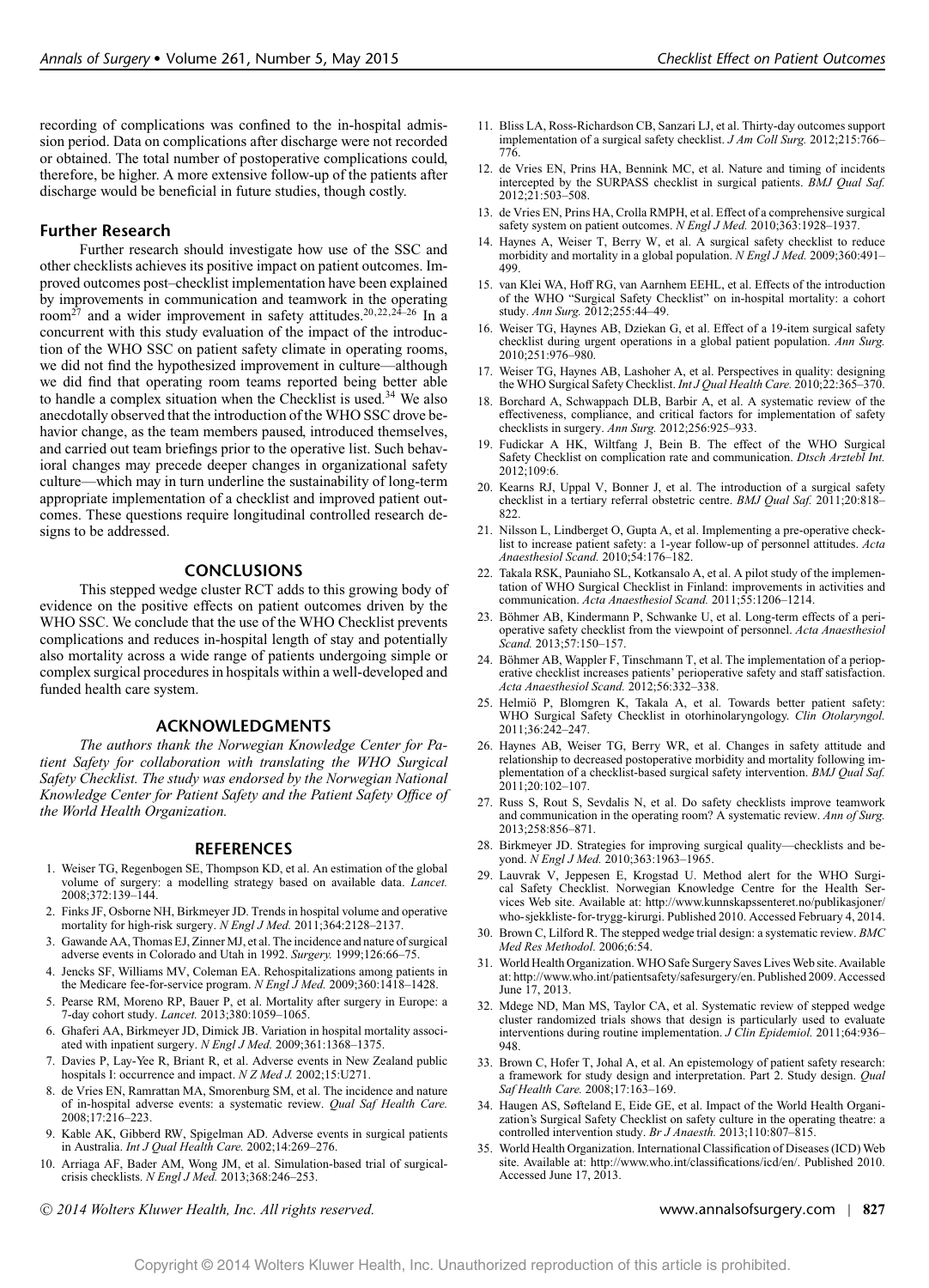recording of complications was confined to the in-hospital admission period. Data on complications after discharge were not recorded or obtained. The total number of postoperative complications could, therefore, be higher. A more extensive follow-up of the patients after discharge would be beneficial in future studies, though costly.

## Further Research

Further research should investigate how use of the SSC and other checklists achieves its positive impact on patient outcomes. Improved outcomes post–checklist implementation have been explained by improvements in communication and teamwork in the operating room[27] and a wider improvement in safety attitudes.[20,22,24–26] In a concurrent with this study evaluation of the impact of the introduction of the WHO SSC on patient safety climate in operating rooms, we did not find the hypothesized improvement in culture—although we did find that operating room teams reported being better able to handle a complex situation when the Checklist is used.[34] We also anecdotally observed that the introduction of the WHO SSC drove behavior change, as the team members paused, introduced themselves, and carried out team briefings prior to the operative list. Such behavioral changes may precede deeper changes in organizational safety culture—which may in turn underline the sustainability of long-term appropriate implementation of a checklist and improved patient outcomes. These questions require longitudinal controlled research designs to be addressed.

# CONCLUSIONS

This stepped wedge cluster RCT adds to this growing body of evidence on the positive effects on patient outcomes driven by the WHO SSC. We conclude that the use of the WHO Checklist prevents complications and reduces in-hospital length of stay and potentially also mortality across a wide range of patients undergoing simple or complex surgical procedures in hospitals within a well-developed and funded health care system.

# ACKNOWLEDGMENTS

*The authors thank the Norwegian Knowledge Center for Patient Safety for collaboration with translating the WHO Surgical Safety Checklist. The study was endorsed by the Norwegian National Knowledge Center for Patient Safety and the Patient Safety Office of the World Health Organization.*

# REFERENCES

1. Weiser TG, Regenbogen SE, Thompson KD, et al. An estimation of the global volume of surgery: a modelling strategy based on available data. *Lancet.* 2008;372:139–144.
2. Finks JF, Osborne NH, Birkmeyer JD. Trends in hospital volume and operative mortality for high-risk surgery. *N Engl J Med.* 2011;364:2128–2137.
3. Gawande AA, Thomas EJ, Zinner MJ, et al. The incidence and nature of surgical adverse events in Colorado and Utah in 1992. *Surgery.* 1999;126:66–75.
4. Jencks SF, Williams MV, Coleman EA. Rehospitalizations among patients in the Medicare fee-for-service program. *N Engl J Med.* 2009;360:1418–1428.
5. Pearse RM, Moreno RP, Bauer P, et al. Mortality after surgery in Europe: a 7-day cohort study. *Lancet.* 2013;380:1059–1065.
6. Ghaferi AA, Birkmeyer JD, Dimick JB. Variation in hospital mortality associated with inpatient surgery. *N Engl J Med.* 2009;361:1368–1375.
7. Davies P, Lay-Yee R, Briant R, et al. Adverse events in New Zealand public hospitals I: occurrence and impact. *N Z Med J.* 2002;15:U271.
8. de Vries EN, Ramrattan MA, Smorenburg SM, et al. The incidence and nature of in-hospital adverse events: a systematic review. *Qual Saf Health Care.* 2008;17:216–223.
9. Kable AK, Gibberd RW, Spigelman AD. Adverse events in surgical patients in Australia. *Int J Qual Health Care.* 2002;14:269–276.
10. Arriaga AF, Bader AM, Wong JM, et al. Simulation-based trial of surgical-crisis checklists. *N Engl J Med.* 2013;368:246–253.
11. Bliss LA, Ross-Richardson CB, Sanzari LJ, et al. Thirty-day outcomes support implementation of a surgical safety checklist. *J Am Coll Surg.* 2012;215:766–776.
12. de Vries EN, Prins HA, Bennink MC, et al. Nature and timing of incidents intercepted by the SURPASS checklist in surgical patients. *BMJ Qual Saf.* 2012;21:503–508.
13. de Vries EN, Prins HA, Crolla RMPH, et al. Effect of a comprehensive surgical safety system on patient outcomes. *N Engl J Med.* 2010;363:1928–1937.
14. Haynes A, Weiser T, Berry W, et al. A surgical safety checklist to reduce morbidity and mortality in a global population. *N Engl J Med.* 2009;360:491–499.
15. van Klei WA, Hoff RG, van Aarnhem EEHL, et al. Effects of the introduction of the WHO "Surgical Safety Checklist" on in-hospital mortality: a cohort study. *Ann Surg.* 2012;255:44–49.
16. Weiser TG, Haynes AB, Dziekan G, et al. Effect of a 19-item surgical safety checklist during urgent operations in a global patient population. *Ann Surg.* 2010;251:976–980.
17. Weiser TG, Haynes AB, Lashoher A, et al. Perspectives in quality: designing the WHO Surgical Safety Checklist. *Int J Qual Health Care.* 2010;22:365–370.
18. Borchard A, Schwappach DLB, Barbir A, et al. A systematic review of the effectiveness, compliance, and critical factors for implementation of safety checklists in surgery. *Ann Surg.* 2012;256:925–933.
19. Fudickar A HK, Wiltfang J, Bein B. The effect of the WHO Surgical Safety Checklist on complication rate and communication. *Dtsch Arztebl Int.* 2012;109:6.
20. Kearns RJ, Uppal V, Bonner J, et al. The introduction of a surgical safety checklist in a tertiary referral obstetric centre. *BMJ Qual Saf.* 2011;20:818–822.
21. Nilsson L, Lindberget O, Gupta A, et al. Implementing a pre-operative checklist to increase patient safety: a 1-year follow-up of personnel attitudes. *Acta Anaesthesiol Scand.* 2010;54:176–182.
22. Takala RSK, Pauniaho SL, Kotkansalo A, et al. A pilot study of the implementation of WHO Surgical Checklist in Finland: improvements in activities and communication. *Acta Anaesthesiol Scand.* 2011;55:1206–1214.
23. Böhmer AB, Kindermann P, Schwanke U, et al. Long-term effects of a perioperative safety checklist from the viewpoint of personnel. *Acta Anaesthesiol Scand.* 2013;57:150–157.
24. Böhmer AB, Wappler F, Tinschmann T, et al. The implementation of a perioperative checklist increases patients' perioperative safety and staff satisfaction. *Acta Anaesthesiol Scand.* 2012;56:332–338.
25. Helmiö P, Blomgren K, Takala A, et al. Towards better patient safety: WHO Surgical Safety Checklist in otorhinolaryngology. *Clin Otolaryngol.* 2011;36:242–247.
26. Haynes AB, Weiser TG, Berry WR, et al. Changes in safety attitude and relationship to decreased postoperative morbidity and mortality following implementation of a checklist-based surgical safety intervention. *BMJ Qual Saf.* 2011;20:102–107.
27. Russ S, Rout S, Sevdalis N, et al. Do safety checklists improve teamwork and communication in the operating room? A systematic review. *Ann of Surg.* 2013;258:856–871.
28. Birkmeyer JD. Strategies for improving surgical quality—checklists and beyond. *N Engl J Med.* 2010;363:1963–1965.
29. Lauvrak V, Jeppesen E, Krogstad U. Method alert for the WHO Surgical Safety Checklist. Norwegian Knowledge Centre for the Health Services Web site. Available at: http://www.kunnskapssenteret.no/publikasjoner/who-sjekkliste-for-trygg-kirurgi. Published 2010. Accessed February 4, 2014.
30. Brown C, Lilford R. The stepped wedge trial design: a systematic review. *BMC Med Res Methodol.* 2006;6:54.
31. World Health Organization. WHO Safe Surgery Saves Lives Web site. Available at: http://www.who.int/patientsafety/safesurgery/en. Published 2009. Accessed June 17, 2013.
32. Mdege ND, Man MS, Taylor CA, et al. Systematic review of stepped wedge cluster randomized trials shows that design is particularly used to evaluate interventions during routine implementation. *J Clin Epidemiol.* 2011;64:936–948.
33. Brown C, Hofer T, Johal A, et al. An epistemology of patient safety research: a framework for study design and interpretation. Part 2. Study design. *Qual Saf Health Care.* 2008;17:163–169.
34. Haugen AS, Søfteland E, Eide GE, et al. Impact of the World Health Organization's Surgical Safety Checklist on safety culture in the operating theatre: a controlled intervention study. *Br J Anaesth.* 2013;110:807–815.
35. World Health Organization. International Classification of Diseases (ICD) Web site. Available at: http://www.who.int/classifications/icd/en/. Published 2010. Accessed June 17, 2013.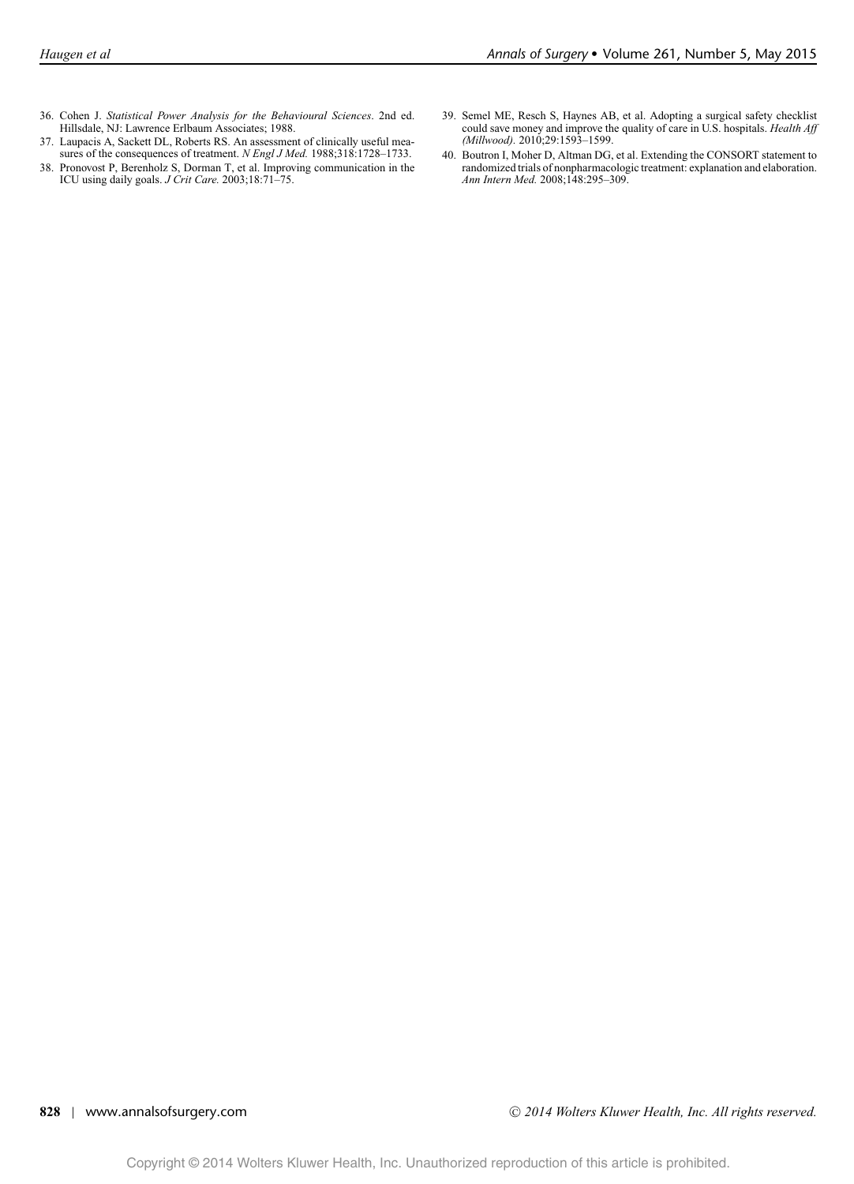36. Cohen J. *Statistical Power Analysis for the Behavioural Sciences*. 2nd ed. Hillsdale, NJ: Lawrence Erlbaum Associates; 1988.
37. Laupacis A, Sackett DL, Roberts RS. An assessment of clinically useful measures of the consequences of treatment. *N Engl J Med.* 1988;318:1728–1733.
38. Pronovost P, Berenholz S, Dorman T, et al. Improving communication in the ICU using daily goals. *J Crit Care.* 2003;18:71–75.
39. Semel ME, Resch S, Haynes AB, et al. Adopting a surgical safety checklist could save money and improve the quality of care in U.S. hospitals. *Health Aff (Millwood).* 2010;29:1593–1599.
40. Boutron I, Moher D, Altman DG, et al. Extending the CONSORT statement to randomized trials of nonpharmacologic treatment: explanation and elaboration. *Ann Intern Med.* 2008;148:295–309.